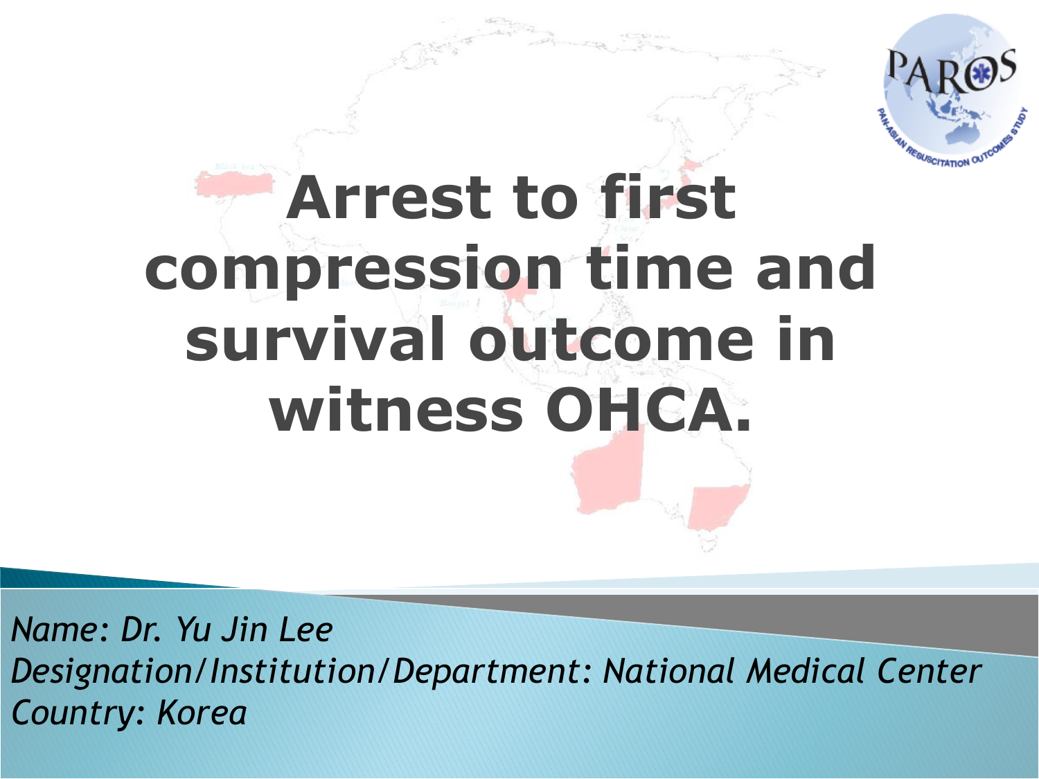# Arrest to first compression time and survival outcome in witness OHCA.

*Name: Dr. Yu Jin Lee*
*Designation/Institution/Department: National Medical Center*
*Country: Korea*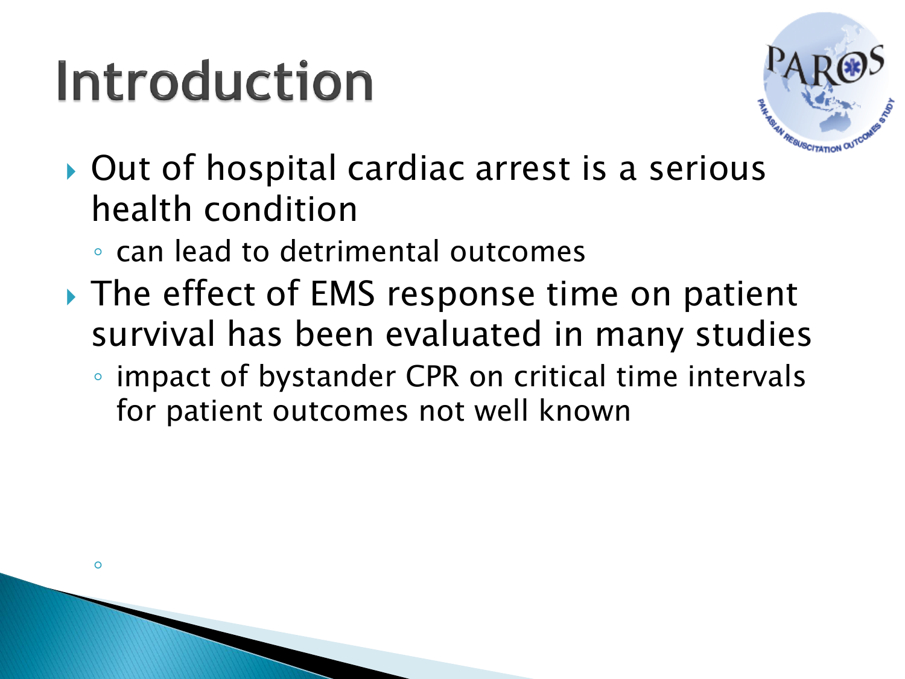# Introduction

- Out of hospital cardiac arrest is a serious health condition
  - can lead to detrimental outcomes
- The effect of EMS response time on patient survival has been evaluated in many studies
  - impact of bystander CPR on critical time intervals for patient outcomes not well known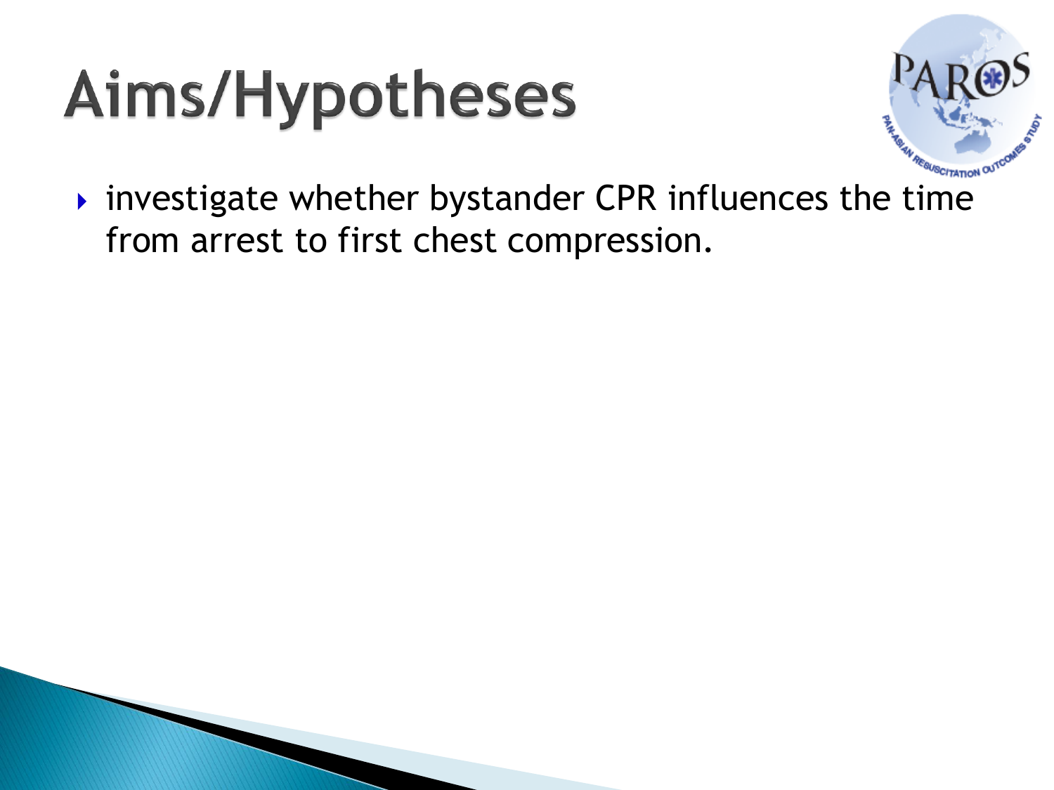# Aims/Hypotheses

- investigate whether bystander CPR influences the time from arrest to first chest compression.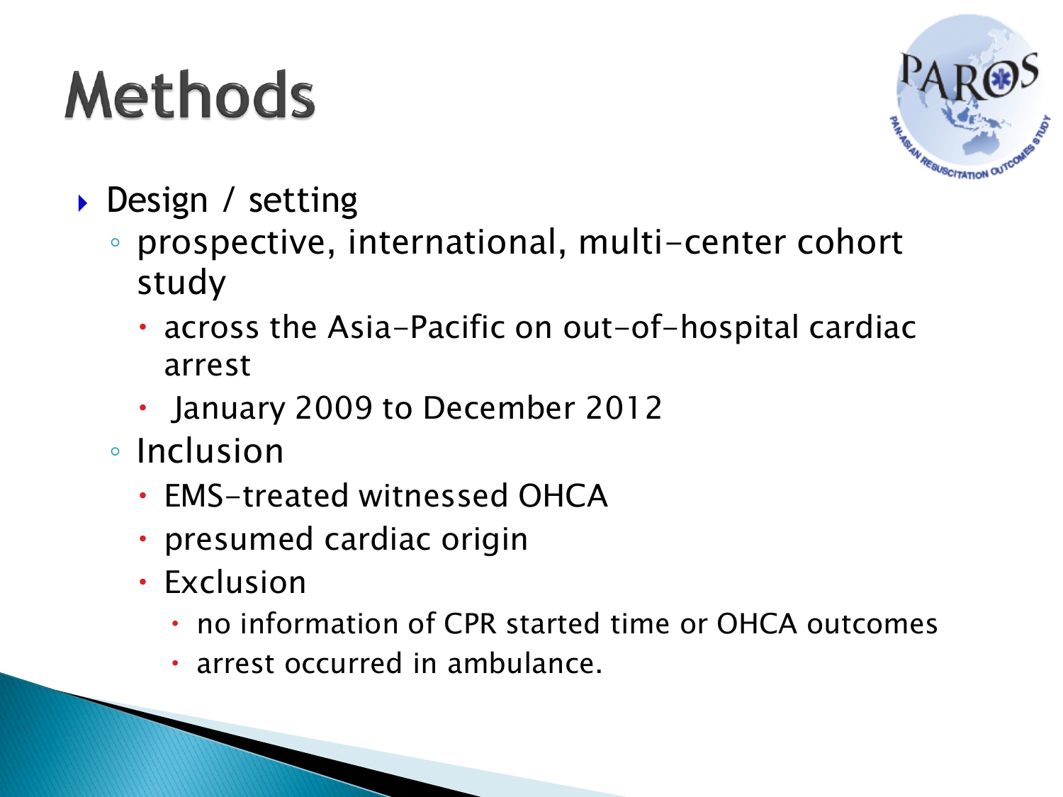# Methods

- Design / setting
  - prospective, international, multi-center cohort study
    - across the Asia-Pacific on out-of-hospital cardiac arrest
    - January 2009 to December 2012
  - Inclusion
    - EMS-treated witnessed OHCA
    - presumed cardiac origin
    - Exclusion
      - no information of CPR started time or OHCA outcomes
      - arrest occurred in ambulance.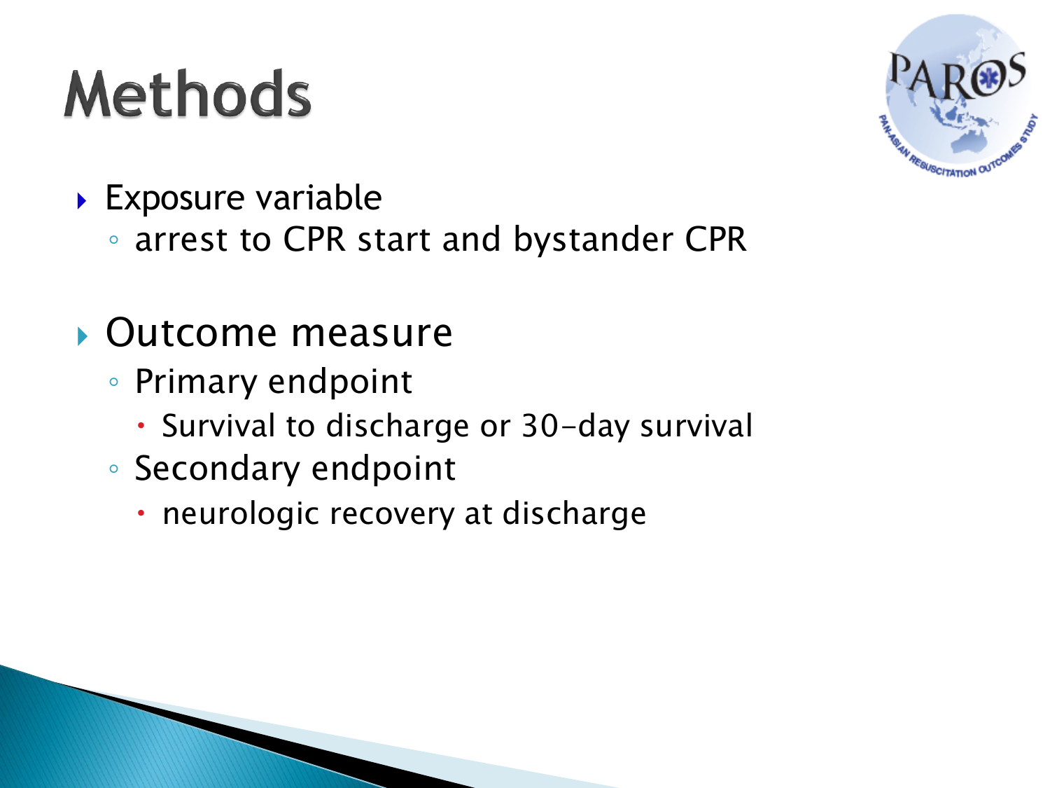# Methods

- Exposure variable
  - arrest to CPR start and bystander CPR

- Outcome measure
  - Primary endpoint
    - Survival to discharge or 30-day survival
  - Secondary endpoint
    - neurologic recovery at discharge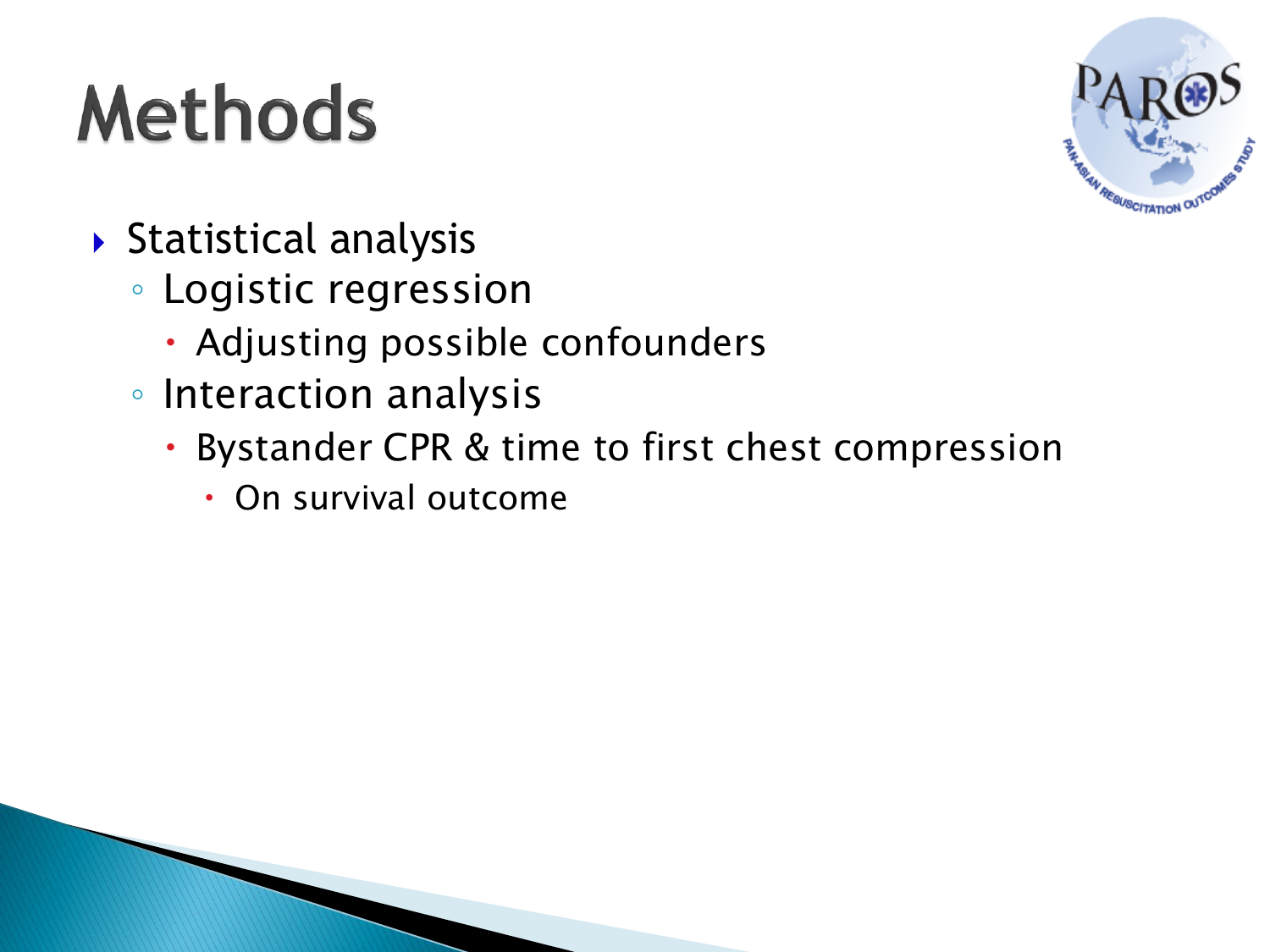# Methods

- Statistical analysis
  - Logistic regression
    - Adjusting possible confounders
  - Interaction analysis
    - Bystander CPR & time to first chest compression
      - On survival outcome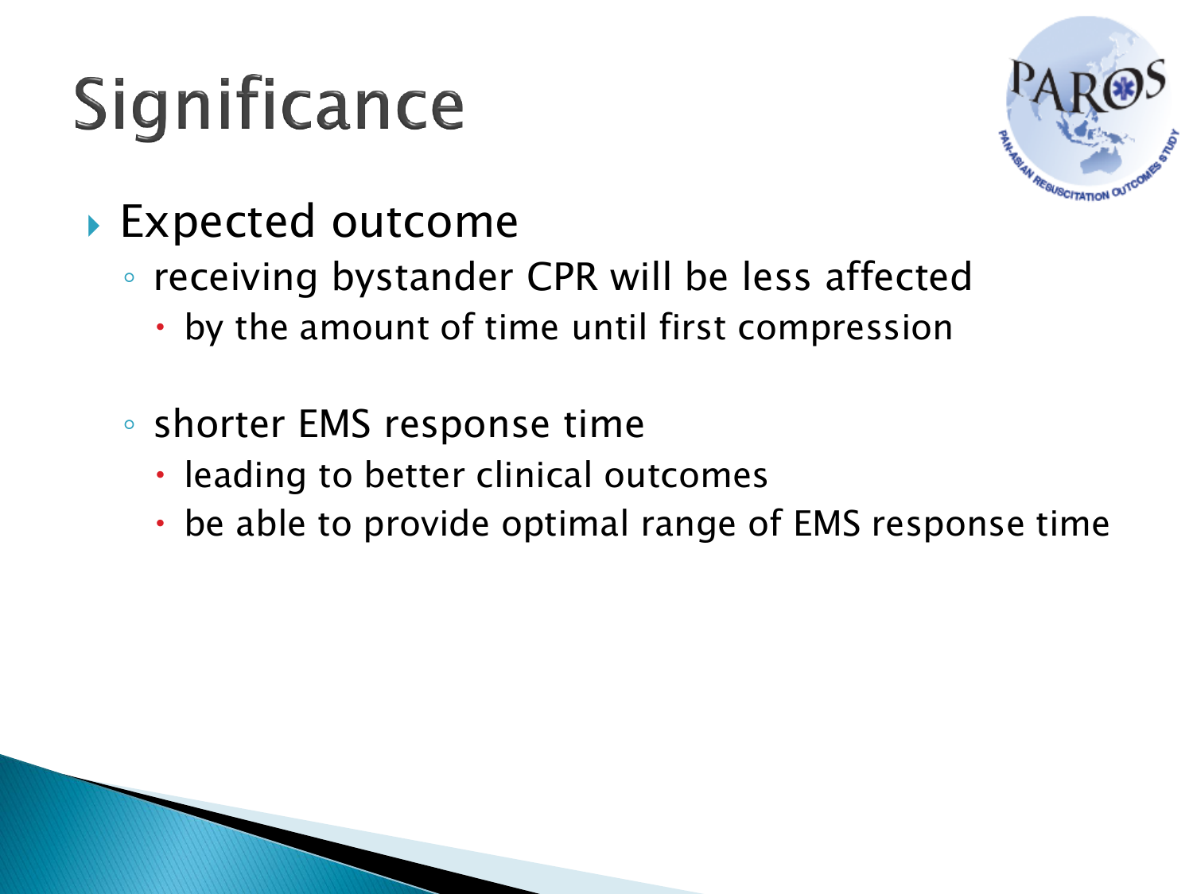# Significance

- Expected outcome
  - receiving bystander CPR will be less affected
    - by the amount of time until first compression
  - shorter EMS response time
    - leading to better clinical outcomes
    - be able to provide optimal range of EMS response time